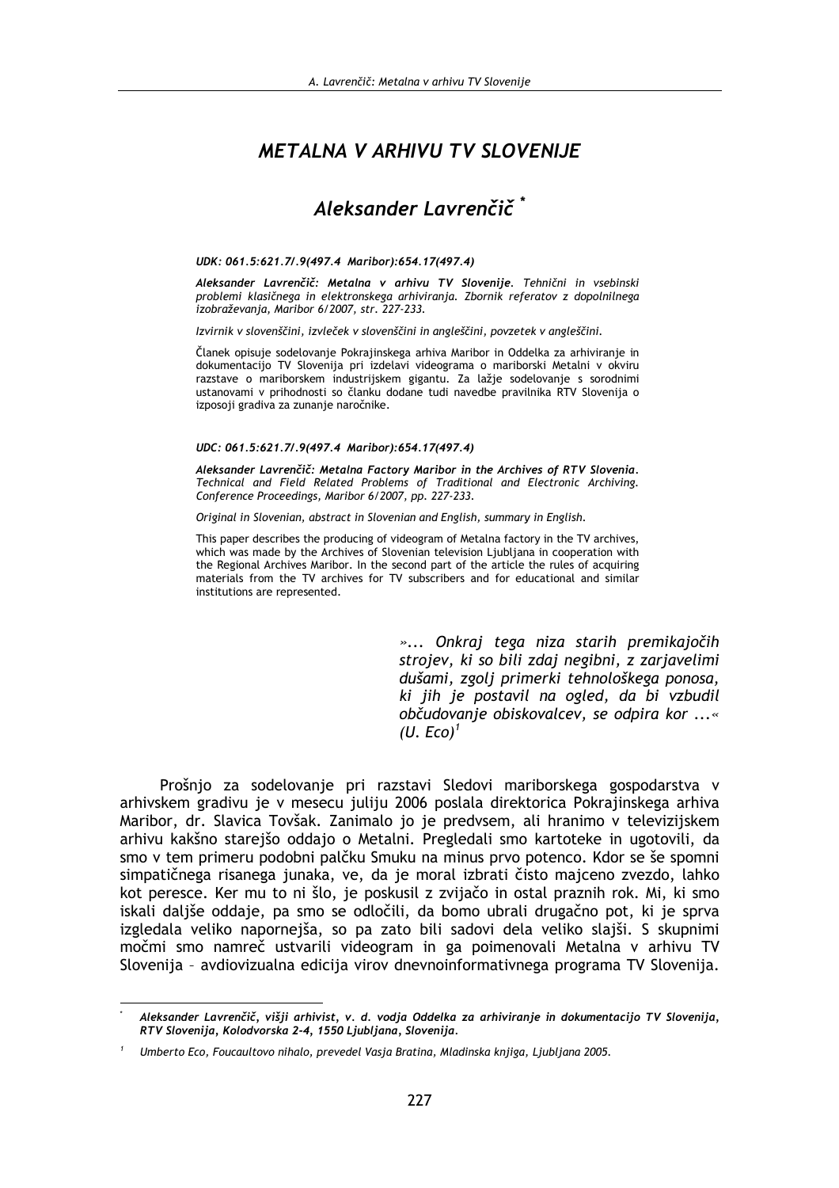# METALNA V ARHIVU TV SLOVENIJE

## Aleksander Lavrenčič *

***UDK: 061.5:621.7/.9(497.4 Maribor):654.17(497.4)***

***Aleksander Lavrenčič: Metalna v arhivu TV Slovenije**. Tehnični in vsebinski problemi klasičnega in elektronskega arhiviranja. Zbornik referatov z dopolnilnega izobraževanja, Maribor 6/2007, str. 227-233.*

*Izvirnik v slovenščini, izvleček v slovenščini in angleščini, povzetek v angleščini.*

Članek opisuje sodelovanje Pokrajinskega arhiva Maribor in Oddelka za arhiviranje in dokumentacijo TV Slovenija pri izdelavi videograma o mariborski Metalni v okviru razstave o mariborskem industrijskem gigantu. Za lažje sodelovanje s sorodnimi ustanovami v prihodnosti so članku dodane tudi navedbe pravilnika RTV Slovenija o izposoji gradiva za zunanje naročnike.

***UDC: 061.5:621.7/.9(497.4 Maribor):654.17(497.4)***

***Aleksander Lavrenčič: Metalna Factory Maribor in the Archives of RTV Slovenia**. Technical and Field Related Problems of Traditional and Electronic Archiving. Conference Proceedings, Maribor 6/2007, pp. 227-233.*

*Original in Slovenian, abstract in Slovenian and English, summary in English.*

This paper describes the producing of videogram of Metalna factory in the TV archives, which was made by the Archives of Slovenian television Ljubljana in cooperation with the Regional Archives Maribor. In the second part of the article the rules of acquiring materials from the TV archives for TV subscribers and for educational and similar institutions are represented.

> *»... Onkraj tega niza starih premikajočih strojev, ki so bili zdaj negibni, z zarjavelimi dušami, zgolj primerki tehnološkega ponosa, ki jih je postavil na ogled, da bi vzbudil občudovanje obiskovalcev, se odpira kor ...« (U. Eco)[1]*

Prošnjo za sodelovanje pri razstavi Sledovi mariborskega gospodarstva v arhivskem gradivu je v mesecu juliju 2006 poslala direktorica Pokrajinskega arhiva Maribor, dr. Slavica Tovšak. Zanimalo jo je predvsem, ali hranimo v televizijskem arhivu kakšno starejšo oddajo o Metalni. Pregledali smo kartoteke in ugotovili, da smo v tem primeru podobni palčku Smuku na minus prvo potenco. Kdor se še spomni simpatičnega risanega junaka, ve, da je moral izbrati čisto majceno zvezdo, lahko kot peresce. Ker mu to ni šlo, je poskusil z zvijačo in ostal praznih rok. Mi, ki smo iskali daljše oddaje, pa smo se odločili, da bomo ubrali drugačno pot, ki je sprva izgledala veliko napornejša, so pa zato bili sadovi dela veliko slajši. S skupnimi močmi smo namreč ustvarili videogram in ga poimenovali Metalna v arhivu TV Slovenija – avdiovizualna edicija virov dnevnoinformativnega programa TV Slovenija.

---

\* *Aleksander Lavrenčič, višji arhivist, v. d. vodja Oddelka za arhiviranje in dokumentacijo TV Slovenija, RTV Slovenija, Kolodvorska 2-4, 1550 Ljubljana, Slovenija.*

[1] *Umberto Eco, Foucaultovo nihalo, prevedel Vasja Bratina, Mladinska knjiga, Ljubljana 2005.*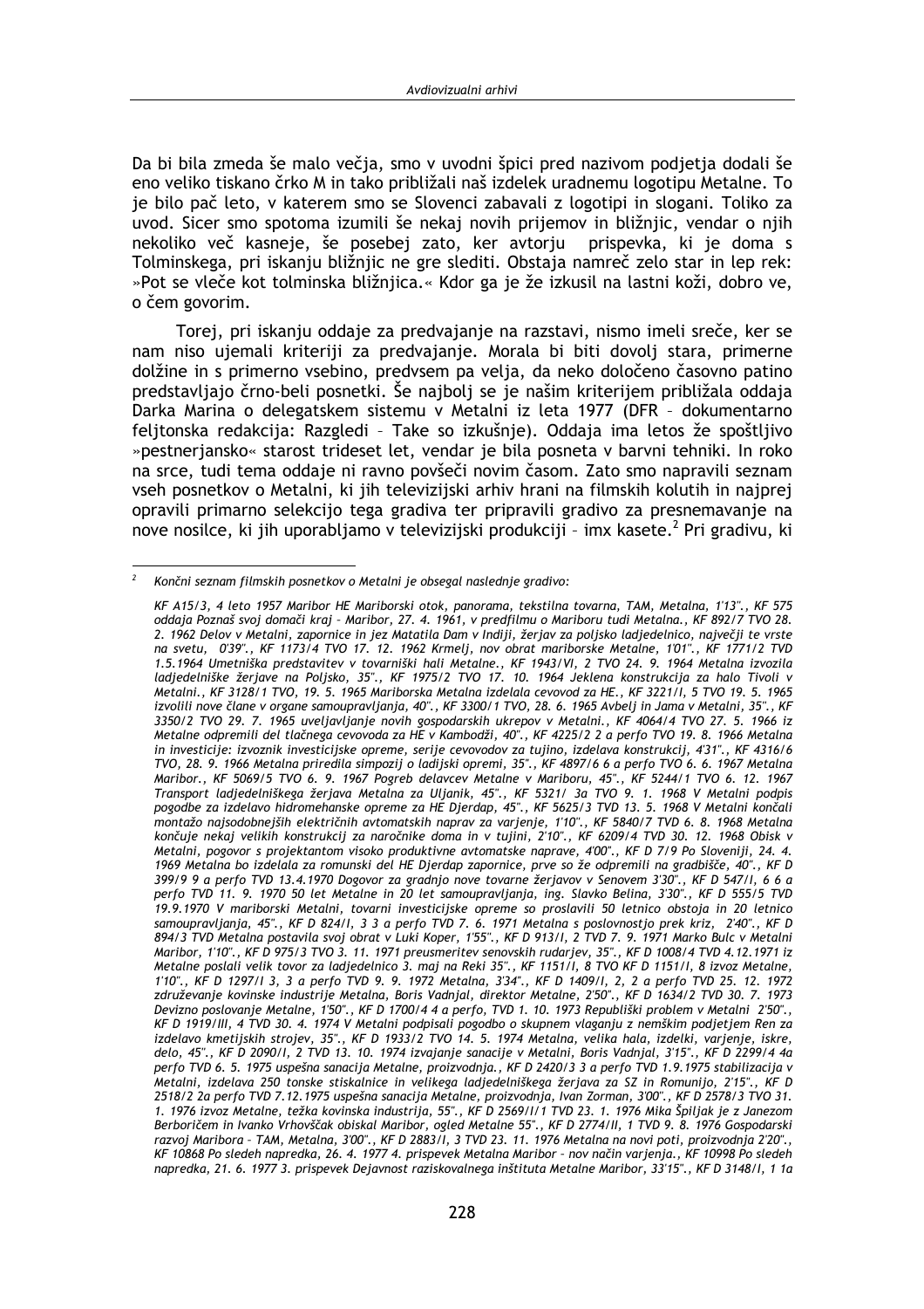Da bi bila zmeda še malo večja, smo v uvodni špici pred nazivom podjetja dodali še eno veliko tiskano črko M in tako približali naš izdelek uradnemu logotipu Metalne. To je bilo pač leto, v katerem smo se Slovenci zabavali z logotipi in slogani. Toliko za uvod. Sicer smo spotoma izumili še nekaj novih prijemov in bližnjic, vendar o njih nekoliko več kasneje, še posebej zato, ker avtorju prispevka, ki je doma s Tolminskega, pri iskanju bližnjic ne gre slediti. Obstaja namreč zelo star in lep rek: »Pot se vleče kot tolminska bližnjica.« Kdor ga je že izkusil na lastni koži, dobro ve, o čem govorim.

Torej, pri iskanju oddaje za predvajanje na razstavi, nismo imeli sreče, ker se nam niso ujemali kriteriji za predvajanje. Morala bi biti dovolj stara, primerne dolžine in s primerno vsebino, predvsem pa velja, da neko določeno časovno patino predstavljajo črno-beli posnetki. Še najbolj se je našim kriterijem približala oddaja Darka Marina o delegatskem sistemu v Metalni iz leta 1977 (DFR – dokumentarno feljtonska redakcija: Razgledi – Take so izkušnje). Oddaja ima letos že spoštljivo »pestnerjansko« starost trideset let, vendar je bila posneta v barvni tehniki. In roko na srce, tudi tema oddaje ni ravno povšeči novim časom. Zato smo napravili seznam vseh posnetkov o Metalni, ki jih televizijski arhiv hrani na filmskih kolutih in najprej opravili primarno selekcijo tega gradiva ter pripravili gradivo za presnemavanje na nove nosilce, ki jih uporabljamo v televizijski produkciji – imx kasete.[2] Pri gradivu, ki

---

[2] *Končni seznam filmskih posnetkov o Metalni je obsegal naslednje gradivo:*

*KF A15/3, 4 leto 1957 Maribor HE Mariborski otok, panorama, tekstilna tovarna, TAM, Metalna, 1'13"., KF 575 oddaja Poznaš svoj domači kraj – Maribor, 27. 4. 1961, v predfilmu o Mariboru tudi Metalna., KF 892/7 TVO 28. 2. 1962 Delov v Metalni, zapornice in jez Matatila Dam v Indiji, žerjav za poljsko ladjedelnico, največji te vrste na svetu, 0'39"., KF 1173/4 TVO 17. 12. 1962 Krmelj, nov obrat mariborske Metalne, 1'01"., KF 1771/2 TVD 1.5.1964 Umetniška predstavitev v tovarniški hali Metalne., KF 1943/VI, 2 TVO 24. 9. 1964 Metalna izvozila ladjedelniške žerjave na Poljsko, 35"., KF 1975/2 TVO 17. 10. 1964 Jeklena konstrukcija za halo Tivoli v Metalni., KF 3128/1 TVO, 19. 5. 1965 Mariborska Metalna izdelala cevovod za HE., KF 3221/I, 5 TVO 19. 5. 1965 izvolili nove člane v organe samoupravljanja, 40"., KF 3300/1 TVO, 28. 6. 1965 Avbelj in Jama v Metalni, 35"., KF 3350/2 TVO 29. 7. 1965 uveljavljanje novih gospodarskih ukrepov v Metalni., KF 4064/4 TVO 27. 5. 1966 iz Metalne odpremili del tlačnega cevovoda za HE v Kambodži, 40"., KF 4225/2 2 a perfo TVO 19. 8. 1966 Metalna in investicije: izvoznik investicijske opreme, serije cevovodov za tujino, izdelava konstrukcij, 4'31"., KF 4316/6 TVO, 28. 9. 1966 Metalna priredila simpozij o ladijski opremi, 35"., KF 4897/6 6 a perfo TVO 6. 6. 1967 Metalna Maribor., KF 5069/5 TVO 6. 9. 1967 Pogreb delavcev Metalne v Mariboru, 45"., KF 5244/1 TVO 6. 12. 1967 Transport ladjedelniškega žerjava Metalna za Uljanik, 45"., KF 5321/ 3a TVO 9. 1. 1968 V Metalni podpis pogodbe za izdelavo hidromehanske opreme za HE Djerdap, 45"., KF 5625/3 TVD 13. 5. 1968 V Metalni končali montažo najsodobnejših električnih avtomatskih naprav za varjenje, 1'10"., KF 5840/7 TVD 6. 8. 1968 Metalna končuje nekaj velikih konstrukcij za naročnike doma in v tujini, 2'10"., KF 6209/4 TVD 30. 12. 1968 Obisk v Metalni, pogovor s projektantom visoko produktivne avtomatske naprave, 4'00"., KF D 7/9 Po Sloveniji, 24. 4. 1969 Metalna bo izdelala za romunski del HE Djerdap zapornice, prve so že odpremili na gradbišče, 40"., KF D 399/9 9 a perfo TVD 13.4.1970 Dogovor za gradnjo nove tovarne žerjavov v Senovem 3'30"., KF D 547/I, 6 6 a perfo TVD 11. 9. 1970 50 let Metalne in 20 let samoupravljanja, ing. Slavko Belina, 3'30"., KF D 555/5 TVD 19.9.1970 V mariborski Metalni, tovarni investicijske opreme so proslavili 50 letnico obstoja in 20 letnico samoupravljanja, 45"., KF D 824/I, 3 3 a perfo TVD 7. 6. 1971 Metalna s poslovnostjo prek kriz, 2'40"., KF D 894/3 TVD Metalna postavila svoj obrat v Luki Koper, 1'55"., KF D 913/I, 2 TVD 7. 9. 1971 Marko Bulc v Metalni Maribor, 1'10"., KF D 975/3 TVO 3. 11. 1971 preusmeritev senovskih rudarjev, 35"., KF D 1008/4 TVD 4.12.1971 iz Metalne poslali velik tovor za ladjedelnico 3. maj na Reki 35"., KF 1151/I, 8 TVO KF D 1151/I, 8 izvoz Metalne, 1'10"., KF D 1297/I 3, 3 a perfo TVD 9. 9. 1972 Metalna, 3'34"., KF D 1409/I, 2, 2 a perfo TVD 25. 12. 1972 združevanje kovinske industrije Metalna, Boris Vadnjal, direktor Metalne, 2'50"., KF D 1634/2 TVD 30. 7. 1973 Devizno poslovanje Metalne, 1'50"., KF D 1700/4 4 a perfo, TVD 1. 10. 1973 Republiški problem v Metalni 2'50"., KF D 1919/III, 4 TVD 30. 4. 1974 V Metalni podpisali pogodbo o skupnem vlaganju z nemškim podjetjem Ren za izdelavo kmetijskih strojev, 35"., KF D 1933/2 TVO 14. 5. 1974 Metalna, velika hala, izdelki, varjenje, iskre, delo, 45"., KF D 2090/I, 2 TVD 13. 10. 1974 izvajanje sanacije v Metalni, Boris Vadnjal, 3'15"., KF D 2299/4 4a perfo TVD 6. 5. 1975 uspešna sanacija Metalne, proizvodnja., KF D 2420/3 3 a perfo TVD 1.9.1975 stabilizacija v Metalni, izdelava 250 tonske stiskalnice in velikega ladjedelniškega žerjava za SZ in Romunijo, 2'15"., KF D 2518/2 2a perfo TVD 7.12.1975 uspešna sanacija Metalne, proizvodnja, Ivan Zorman, 3'00"., KF D 2578/3 TVO 31. 1. 1976 izvoz Metalne, težka kovinska industrija, 55"., KF D 2569/I/1 TVD 23. 1. 1976 Mika Špiljak je z Janezom Berboričem in Ivanko Vrhovščak obiskal Maribor, ogled Metalne 55"., KF D 2774/II, 1 TVD 9. 8. 1976 Gospodarski razvoj Maribora – TAM, Metalna, 3'00"., KF D 2883/I, 3 TVD 23. 11. 1976 Metalna na novi poti, proizvodnja 2'20"., KF 10868 Po sledeh napredka, 26. 4. 1977 4. prispevek Metalna Maribor – nov način varjenja., KF 10998 Po sledeh napredka, 21. 6. 1977 3. prispevek Dejavnost raziskovalnega inštituta Metalne Maribor, 33'15"., KF D 3148/I, 1 1a*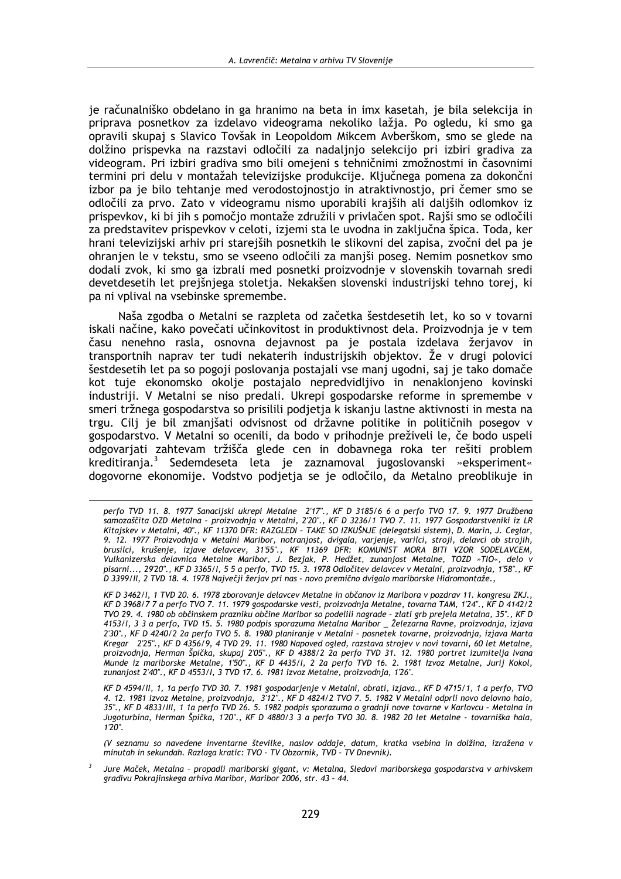je računalniško obdelano in ga hranimo na beta in imx kasetah, je bila selekcija in priprava posnetkov za izdelavo videograma nekoliko lažja. Po ogledu, ki smo ga opravili skupaj s Slavico Tovšak in Leopoldom Mikcem Avberškom, smo se glede na dolžino prispevka na razstavi odločili za nadaljnjo selekcijo pri izbiri gradiva za videogram. Pri izbiri gradiva smo bili omejeni s tehničnimi zmožnostmi in časovnimi termini pri delu v montažah televizijske produkcije. Ključnega pomena za dokončni izbor pa je bilo tehtanje med verodostojnostjo in atraktivnostjo, pri čemer smo se odločili za prvo. Zato v videogramu nismo uporabili krajših ali daljših odlomkov iz prispevkov, ki bi jih s pomočjo montaže združili v privlačen spot. Rajši smo se odločili za predstavitev prispevkov v celoti, izjemi sta le uvodna in zaključna špica. Toda, ker hrani televizijski arhiv pri starejših posnetkih le slikovni del zapisa, zvočni del pa je ohranjen le v tekstu, smo se vseeno odločili za manjši poseg. Nemim posnetkov smo dodali zvok, ki smo ga izbrali med posnetki proizvodnje v slovenskih tovarnah sredi devetdesetih let prejšnjega stoletja. Nekakšen slovenski industrijski tehno torej, ki pa ni vplival na vsebinske spremembe.

Naša zgodba o Metalni se razpleta od začetka šestdesetih let, ko so v tovarni iskali načine, kako povečati učinkovitost in produktivnost dela. Proizvodnja je v tem času nenehno rasla, osnovna dejavnost pa je postala izdelava žerjavov in transportnih naprav ter tudi nekaterih industrijskih objektov. Že v drugi polovici šestdesetih let pa so pogoji poslovanja postajali vse manj ugodni, saj je tako domače kot tuje ekonomsko okolje postajalo nepredvidljivo in nenaklonjeno kovinski industriji. V Metalni se niso predali. Ukrepi gospodarske reforme in spremembe v smeri tržnega gospodarstva so prisilili podjetja k iskanju lastne aktivnosti in mesta na trgu. Cilj je bil zmanjšati odvisnost od državne politike in političnih posegov v gospodarstvo. V Metalni so ocenili, da bodo v prihodnje preživeli le, če bodo uspeli odgovarjati zahtevam tržišča glede cen in dobavnega roka ter rešiti problem kreditiranja.[3] Sedemdeseta leta je zaznamoval jugoslovanski »eksperiment« dogovorne ekonomije. Vodstvo podjetja se je odločilo, da Metalno preoblikuje in

---

*perfo TVD 11. 8. 1977 Sanacijski ukrepi Metalne 2'17"., KF D 3185/6 6 a perfo TVO 17. 9. 1977 Družbena samozaščita OZD Metalna – proizvodnja v Metalni, 2'20"., KF D 3236/1 TVO 7. 11. 1977 Gospodarstveniki iz LR Kitajskev v Metalni, 40"., KF 11370 DFR: RAZGLEDI – TAKE SO IZKUŠNJE (delegatski sistem), D. Marin, J. Ceglar, 9. 12. 1977 Proizvodnja v Metalni Maribor, notranjost, dvigala, varjenje, varilci, stroji, delavci ob strojih, brusilci, krušenje, izjave delavcev, 31'55"., KF 11369 DFR: KOMUNIST MORA BITI VZOR SODELAVCEM, Vulkanizerska delavnica Metalne Maribor, J. Bezjak, P. Hedžet, zunanjost Metalne, TOZD »TIO«, delo v pisarni..., 29'20"., KF D 3365/I, 5 5 a perfo, TVD 15. 3. 1978 Odločitev delavcev v Metalni, proizvodnja, 1'58"., KF D 3399/II, 2 TVD 18. 4. 1978 Največji žerjav pri nas - novo premično dvigalo mariborske Hidromontaže.,*

*KF D 3462/I, 1 TVD 20. 6. 1978 zborovanje delavcev Metalne in občanov iz Maribora v pozdrav 11. kongresu ZKJ., KF D 3968/7 7 a perfo TVO 7. 11. 1979 gospodarske vesti, proizvodnja Metalne, tovarna TAM, 1'24"., KF D 4142/2 TVO 29. 4. 1980 ob občinskem prazniku občine Maribor so podelili nagrade – zlati grb prejela Metalna, 35"., KF D 4153/I, 3 3 a perfo, TVD 15. 5. 1980 podpis sporazuma Metalna Maribor _ Železarna Ravne, proizvodnja, izjava 2'30"., KF D 4240/2 2a perfo TVO 5. 8. 1980 planiranje v Metalni – posnetek tovarne, proizvodnja, izjava Marta Kregar 2'25"., KF D 4356/9, 4 TVD 29. 11. 1980 Napoved ogled, razstava strojev v novi tovarni, 60 let Metalne, proizvodnja, Herman Špička, skupaj 2'05"., KF D 4388/2 2a perfo TVD 31. 12. 1980 portret izumitelja Ivana Munde iz mariborske Metalne, 1'50"., KF D 4435/I, 2 2a perfo TVD 16. 2. 1981 Izvoz Metalne, Jurij Kokol, zunanjost 2'40"., KF D 4553/I, 3 TVD 17. 6. 1981 izvoz Metalne, proizvodnja, 1'26".*

*KF D 4594/II, 1, 1a perfo TVD 30. 7. 1981 gospodarjenje v Metalni, obrati, izjava., KF D 4715/1, 1 a perfo, TVO 4. 12. 1981 izvoz Metalne, proizvodnja, 3'12"., KF D 4824/2 TVO 7. 5. 1982 V Metalni odprli novo delovno halo, 35"., KF D 4833/III, 1 1a perfo TVD 26. 5. 1982 podpis sporazuma o gradnji nove tovarne v Karlovcu – Metalna in Jugoturbina, Herman Špička, 1'20"., KF D 4880/3 3 a perfo TVO 30. 8. 1982 20 let Metalne – tovarniška hala, 1'20".*

*(V seznamu so navedene inventarne številke, naslov oddaje, datum, kratka vsebina in dolžina, izražena v minutah in sekundah. Razlaga kratic: TVO – TV Obzornik, TVD – TV Dnevnik).*

[3] *Jure Maček, Metalna – propadli mariborski gigant, v: Metalna, Sledovi mariborskega gospodarstva v arhivskem gradivu Pokrajinskega arhiva Maribor, Maribor 2006, str. 43 – 44.*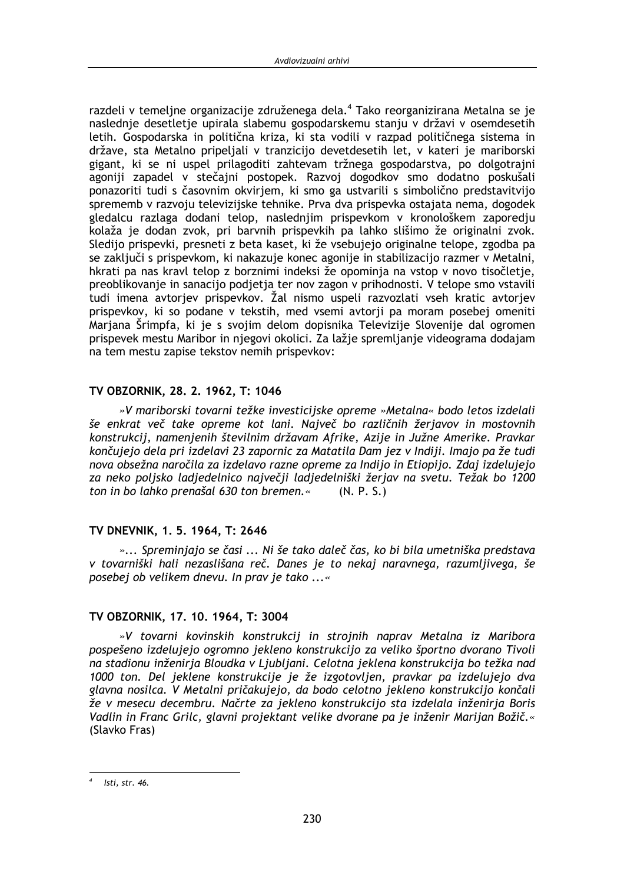razdeli v temeljne organizacije združenega dela.[4] Tako reorganizirana Metalna se je naslednje desetletje upirala slabemu gospodarskemu stanju v državi v osemdesetih letih. Gospodarska in politična kriza, ki sta vodili v razpad političnega sistema in države, sta Metalno pripeljali v tranzicijo devetdesetih let, v kateri je mariborski gigant, ki se ni uspel prilagoditi zahtevam tržnega gospodarstva, po dolgotrajni agoniji zapadel v stečajni postopek. Razvoj dogodkov smo dodatno poskušali ponazoriti tudi s časovnim okvirjem, ki smo ga ustvarili s simbolično predstavitvijo sprememb v razvoju televizijske tehnike. Prva dva prispevka ostajata nema, dogodek gledalcu razlaga dodani telop, naslednjim prispevkom v kronološkem zaporedju kolaža je dodan zvok, pri barvnih prispevkih pa lahko slišimo že originalni zvok. Sledijo prispevki, presneti z beta kaset, ki že vsebujejo originalne telope, zgodba pa se zaključi s prispevkom, ki nakazuje konec agonije in stabilizacijo razmer v Metalni, hkrati pa nas kravl telop z borznimi indeksi že opominja na vstop v novo tisočletje, preoblikovanje in sanacijo podjetja ter nov zagon v prihodnosti. V telope smo vstavili tudi imena avtorjev prispevkov. Žal nismo uspeli razvozlati vseh kratic avtorjev prispevkov, ki so podane v tekstih, med vsemi avtorji pa moram posebej omeniti Marjana Šrimpfa, ki je s svojim delom dopisnika Televizije Slovenije dal ogromen prispevek mestu Maribor in njegovi okolici. Za lažje spremljanje videograma dodajam na tem mestu zapise tekstov nemih prispevkov:

### TV OBZORNIK, 28. 2. 1962, T: 1046

*»V mariborski tovarni težke investicijske opreme »Metalna« bodo letos izdelali še enkrat več take opreme kot lani. Največ bo različnih žerjavov in mostovnih konstrukcij, namenjenih številnim državam Afrike, Azije in Južne Amerike. Pravkar končujejo dela pri izdelavi 23 zapornic za Matatila Dam jez v Indiji. Imajo pa že tudi nova obsežna naročila za izdelavo razne opreme za Indijo in Etiopijo. Zdaj izdelujejo za neko poljsko ladjedelnico največji ladjedelniški žerjav na svetu. Težak bo 1200 ton in bo lahko prenašal 630 ton bremen.«* (N. P. S.)

### TV DNEVNIK, 1. 5. 1964, T: 2646

*»... Spreminjajo se časi ... Ni še tako daleč čas, ko bi bila umetniška predstava v tovarniški hali nezaslišana reč. Danes je to nekaj naravnega, razumljivega, še posebej ob velikem dnevu. In prav je tako ...«*

### TV OBZORNIK, 17. 10. 1964, T: 3004

*»V tovarni kovinskih konstrukcij in strojnih naprav Metalna iz Maribora pospešeno izdelujejo ogromno jekleno konstrukcijo za veliko športno dvorano Tivoli na stadionu inženirja Bloudka v Ljubljani. Celotna jeklena konstrukcija bo težka nad 1000 ton. Del jeklene konstrukcije je že izgotovljen, pravkar pa izdelujejo dva glavna nosilca. V Metalni pričakujejo, da bodo celotno jekleno konstrukcijo končali že v mesecu decembru. Načrte za jekleno konstrukcijo sta izdelala inženirja Boris Vadlin in Franc Grilc, glavni projektant velike dvorane pa je inženir Marijan Božič.«* (Slavko Fras)

---

[4] *Isti, str. 46.*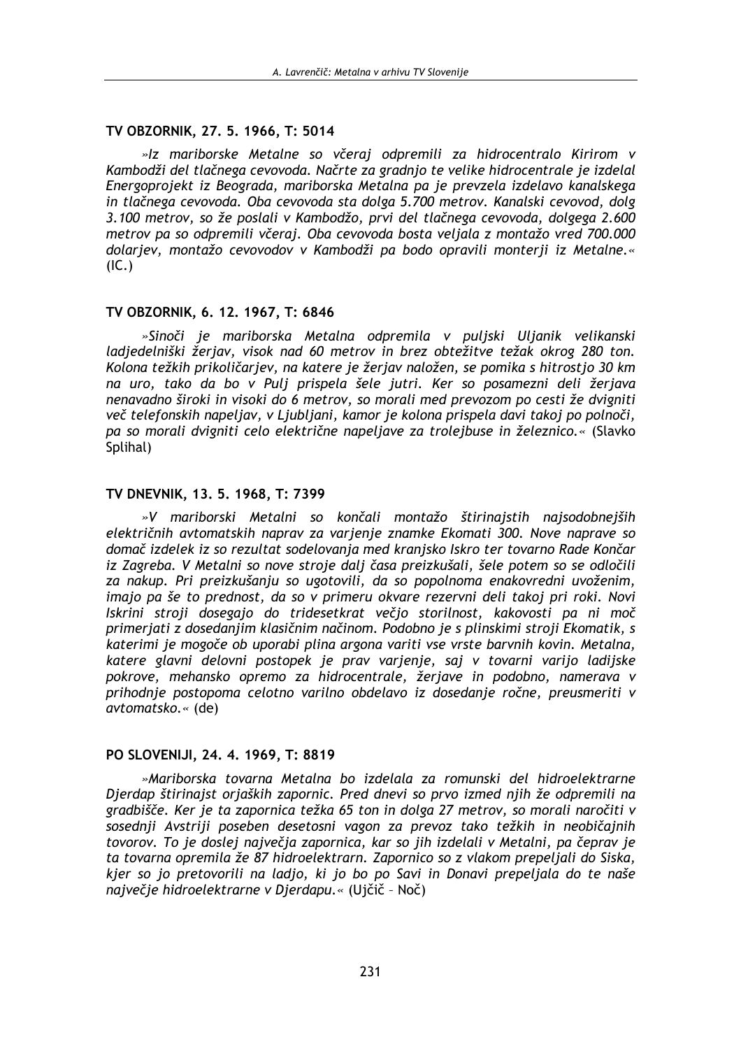### TV OBZORNIK, 27. 5. 1966, T: 5014

*»Iz mariborske Metalne so včeraj odpremili za hidrocentralo Kirirom v Kambodži del tlačnega cevovoda. Načrte za gradnjo te velike hidrocentrale je izdelal Energoprojekt iz Beograda, mariborska Metalna pa je prevzela izdelavo kanalskega in tlačnega cevovoda. Oba cevovoda sta dolga 5.700 metrov. Kanalski cevovod, dolg 3.100 metrov, so že poslali v Kambodžo, prvi del tlačnega cevovoda, dolgega 2.600 metrov pa so odpremili včeraj. Oba cevovoda bosta veljala z montažo vred 700.000 dolarjev, montažo cevovodov v Kambodži pa bodo opravili monterji iz Metalne.«* (IC.)

### TV OBZORNIK, 6. 12. 1967, T: 6846

*»Sinoči je mariborska Metalna odpremila v puljski Uljanik velikanski ladjedelniški žerjav, visok nad 60 metrov in brez obtežitve težak okrog 280 ton. Kolona težkih prikoličarjev, na katere je žerjav naložen, se pomika s hitrostjo 30 km na uro, tako da bo v Pulj prispela šele jutri. Ker so posamezni deli žerjava nenavadno široki in visoki do 6 metrov, so morali med prevozom po cesti že dvigniti več telefonskih napeljav, v Ljubljani, kamor je kolona prispela davi takoj po polnoči, pa so morali dvigniti celo električne napeljave za trolejbuse in železnico.«* (Slavko Splihal)

### TV DNEVNIK, 13. 5. 1968, T: 7399

*»V mariborski Metalni so končali montažo štirinajstih najsodobnejših električnih avtomatskih naprav za varjenje znamke Ekomati 300. Nove naprave so domač izdelek iz so rezultat sodelovanja med kranjsko Iskro ter tovarno Rade Končar iz Zagreba. V Metalni so nove stroje dalj časa preizkušali, šele potem so se odločili za nakup. Pri preizkušanju so ugotovili, da so popolnoma enakovredni uvoženim, imajo pa še to prednost, da so v primeru okvare rezervni deli takoj pri roki. Novi Iskrini stroji dosegajo do tridesetkrat večjo storilnost, kakovosti pa ni moč primerjati z dosedanjim klasičnim načinom. Podobno je s plinskimi stroji Ekomatik, s katerimi je mogoče ob uporabi plina argona variti vse vrste barvnih kovin. Metalna, katere glavni delovni postopek je prav varjenje, saj v tovarni varijo ladijske pokrove, mehansko opremo za hidrocentrale, žerjave in podobno, namerava v prihodnje postopoma celotno varilno obdelavo iz dosedanje ročne, preusmeriti v avtomatsko.«* (de)

### PO SLOVENIJI, 24. 4. 1969, T: 8819

*»Mariborska tovarna Metalna bo izdelala za romunski del hidroelektrarne Djerdap štirinajst orjaških zapornic. Pred dnevi so prvo izmed njih že odpremili na gradbišče. Ker je ta zapornica težka 65 ton in dolga 27 metrov, so morali naročiti v sosednji Avstriji poseben desetosni vagon za prevoz tako težkih in neobičajnih tovorov. To je doslej največja zapornica, kar so jih izdelali v Metalni, pa čeprav je ta tovarna opremila že 87 hidroelektrarn. Zapornico so z vlakom prepeljali do Siska, kjer so jo pretovorili na ladjo, ki jo bo po Savi in Donavi prepeljala do te naše največje hidroelektrarne v Djerdapu.«* (Ujčič – Noč)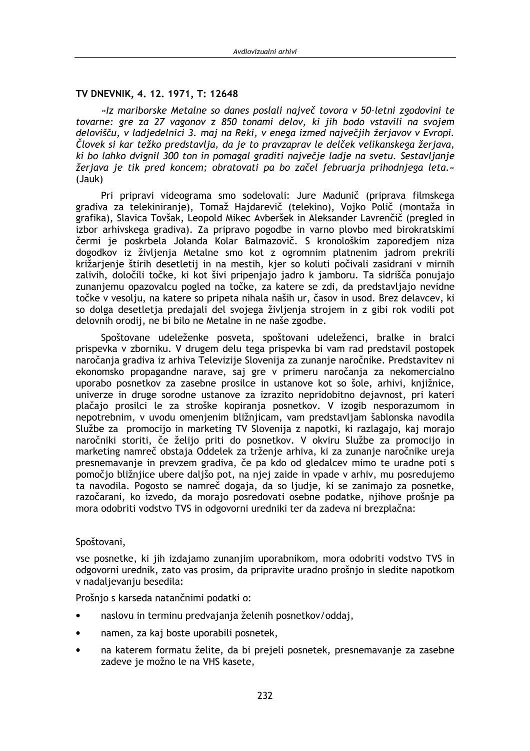**TV DNEVNIK, 4. 12. 1971, T: 12648**

*»Iz mariborske Metalne so danes poslali največ tovora v 50-letni zgodovini te tovarne: gre za 27 vagonov z 850 tonami delov, ki jih bodo vstavili na svojem delovišču, v ladjedelnici 3. maj na Reki, v enega izmed največjih žerjavov v Evropi. Človek si kar težko predstavlja, da je to pravzaprav le delček velikanskega žerjava, ki bo lahko dvignil 300 ton in pomagal graditi največje ladje na svetu. Sestavljanje žerjava je tik pred koncem; obratovati pa bo začel februarja prihodnjega leta.«* (Jauk)

Pri pripravi videograma smo sodelovali: Jure Madunič (priprava filmskega gradiva za telekiniranje), Tomaž Hajdarevič (telekino), Vojko Polič (montaža in grafika), Slavica Tovšak, Leopold Mikec Avberšek in Aleksander Lavrenčič (pregled in izbor arhivskega gradiva). Za pripravo pogodbe in varno plovbo med birokratskimi čermi je poskrbela Jolanda Kolar Balmazovič. S kronološkim zaporedjem niza dogodkov iz življenja Metalne smo kot z ogromnim platnenim jadrom prekrili križarjenje štirih desetletij in na mestih, kjer so koluti počivali zasidrani v mirnih zalivih, določili točke, ki kot šivi pripenjajo jadro k jamboru. Ta sidrišča ponujajo zunanjemu opazovalcu pogled na točke, za katere se zdi, da predstavljajo nevidne točke v vesolju, na katere so pripeta nihala naših ur, časov in usod. Brez delavcev, ki so dolga desetletja predajali del svojega življenja strojem in z gibi rok vodili pot delovnih orodij, ne bi bilo ne Metalne in ne naše zgodbe.

Spoštovane udeleženke posveta, spoštovani udeleženci, bralke in bralci prispevka v zborniku. V drugem delu tega prispevka bi vam rad predstavil postopek naročanja gradiva iz arhiva Televizije Slovenija za zunanje naročnike. Predstavitev ni ekonomsko propagandne narave, saj gre v primeru naročanja za nekomercialno uporabo posnetkov za zasebne prosilce in ustanove kot so šole, arhivi, knjižnice, univerze in druge sorodne ustanove za izrazito nepridobitno dejavnost, pri kateri plačajo prosilci le za stroške kopiranja posnetkov. V izogib nesporazumom in nepotrebnim, v uvodu omenjenim bližnjicam, vam predstavljam šablonska navodila Službe za promocijo in marketing TV Slovenija z napotki, ki razlagajo, kaj morajo naročniki storiti, če želijo priti do posnetkov. V okviru Službe za promocijo in marketing namreč obstaja Oddelek za trženje arhiva, ki za zunanje naročnike ureja presnemavanje in prevzem gradiva, če pa kdo od gledalcev mimo te uradne poti s pomočjo bližnjice ubere daljšo pot, na njej zaide in vpade v arhiv, mu posredujemo ta navodila. Pogosto se namreč dogaja, da so ljudje, ki se zanimajo za posnetke, razočarani, ko izvedo, da morajo posredovati osebne podatke, njihove prošnje pa mora odobriti vodstvo TVS in odgovorni uredniki ter da zadeva ni brezplačna:

Spoštovani,

vse posnetke, ki jih izdajamo zunanjim uporabnikom, mora odobriti vodstvo TVS in odgovorni urednik, zato vas prosim, da pripravite uradno prošnjo in sledite napotkom v nadaljevanju besedila:

Prošnjo s karseda natančnimi podatki o:

- naslovu in terminu predvajanja želenih posnetkov/oddaj,
- namen, za kaj boste uporabili posnetek,
- na katerem formatu želite, da bi prejeli posnetek, presnemavanje za zasebne zadeve je možno le na VHS kasete,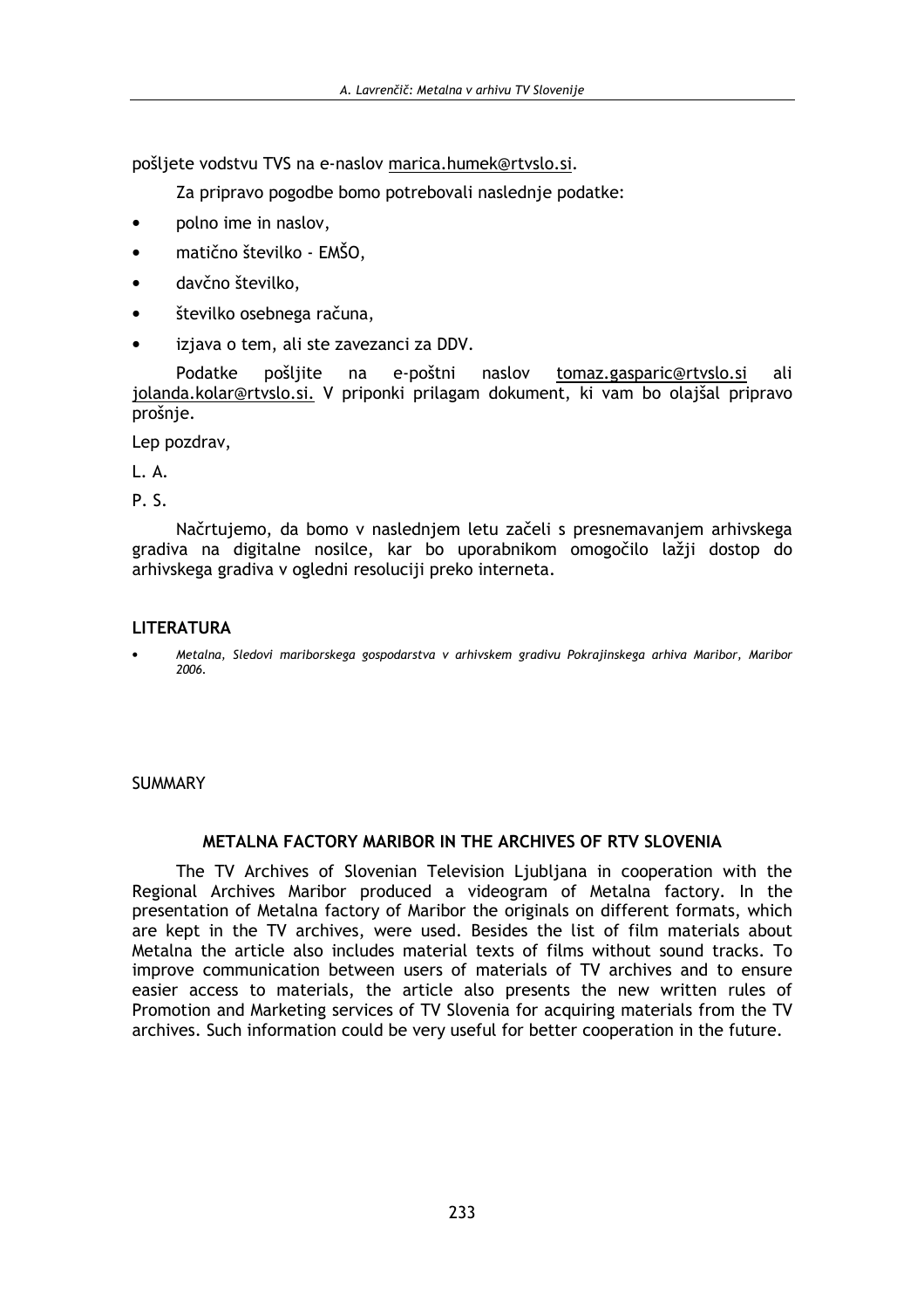pošljete vodstvu TVS na e-naslov marica.humek@rtvslo.si.

Za pripravo pogodbe bomo potrebovali naslednje podatke:

- polno ime in naslov,
- matično številko - EMŠO,
- davčno številko,
- številko osebnega računa,
- izjava o tem, ali ste zavezanci za DDV.

Podatke pošljite na e-poštni naslov tomaz.gasparic@rtvslo.si ali jolanda.kolar@rtvslo.si. V priponki prilagam dokument, ki vam bo olajšal pripravo prošnje.

Lep pozdrav,

L. A.

P. S.

Načrtujemo, da bomo v naslednjem letu začeli s presnemavanjem arhivskega gradiva na digitalne nosilce, kar bo uporabnikom omogočilo lažji dostop do arhivskega gradiva v ogledni resoluciji preko interneta.

## LITERATURA

- *Metalna, Sledovi mariborskega gospodarstva v arhivskem gradivu Pokrajinskega arhiva Maribor, Maribor 2006.*

SUMMARY

### METALNA FACTORY MARIBOR IN THE ARCHIVES OF RTV SLOVENIA

The TV Archives of Slovenian Television Ljubljana in cooperation with the Regional Archives Maribor produced a videogram of Metalna factory. In the presentation of Metalna factory of Maribor the originals on different formats, which are kept in the TV archives, were used. Besides the list of film materials about Metalna the article also includes material texts of films without sound tracks. To improve communication between users of materials of TV archives and to ensure easier access to materials, the article also presents the new written rules of Promotion and Marketing services of TV Slovenia for acquiring materials from the TV archives. Such information could be very useful for better cooperation in the future.